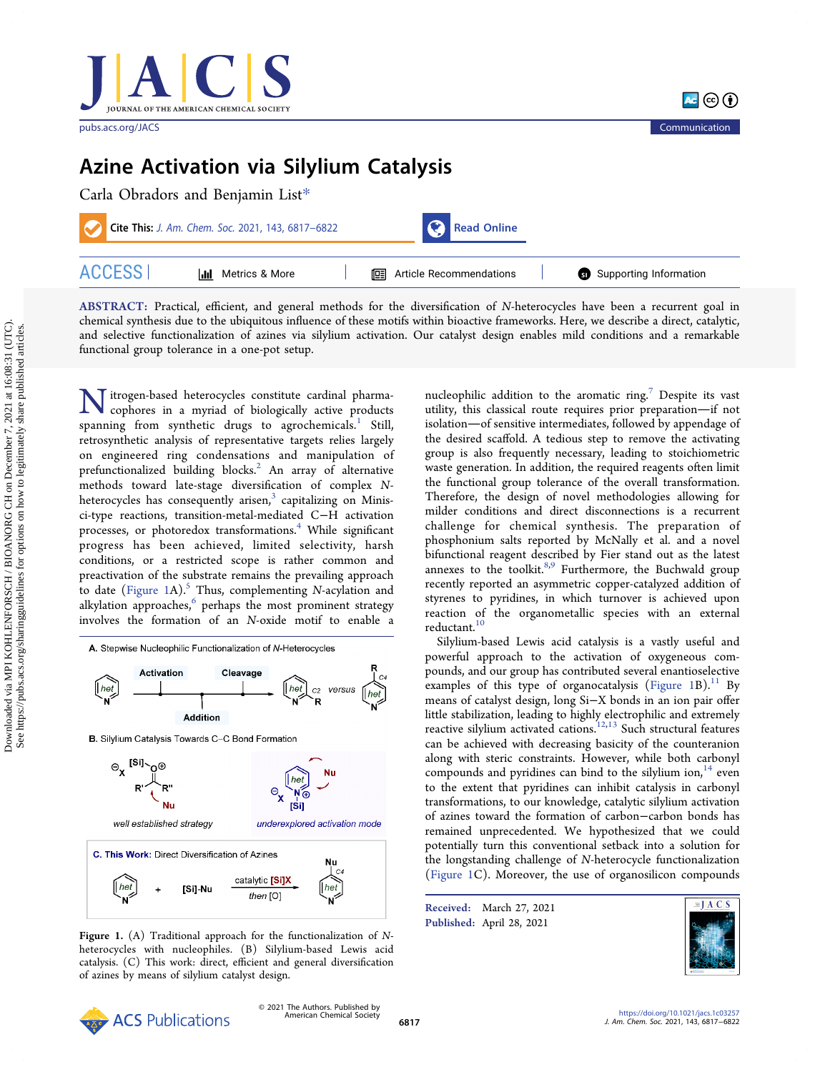# Azine Activation via Silylium Catalysis

Carla Obradors and Benjamin List*

**Cite This:** *J. Am. Chem. Soc.* 2021, 143, 6817−6822

**ABSTRACT:** Practical, efficient, and general methods for the diversification of *N*-heterocycles have been a recurrent goal in chemical synthesis due to the ubiquitous influence of these motifs within bioactive frameworks. Here, we describe a direct, catalytic, and selective functionalization of azines via silylium activation. Our catalyst design enables mild conditions and a remarkable functional group tolerance in a one-pot setup.

Nitrogen-based heterocycles constitute cardinal pharmacophores in a myriad of biologically active products spanning from synthetic drugs to agrochemicals.[1] Still, retrosynthetic analysis of representative targets relies largely on engineered ring condensations and manipulation of prefunctionalized building blocks.[2] An array of alternative methods toward late-stage diversification of complex *N*-heterocycles has consequently arisen,[3] capitalizing on Minisci-type reactions, transition-metal-mediated C−H activation processes, or photoredox transformations.[4] While significant progress has been achieved, limited selectivity, harsh conditions, or a restricted scope is rather common and preactivation of the substrate remains the prevailing approach to date (Figure 1A).[5] Thus, complementing *N*-acylation and alkylation approaches,[6] perhaps the most prominent strategy involves the formation of an *N*-oxide motif to enable a nucleophilic addition to the aromatic ring.[7] Despite its vast utility, this classical route requires prior preparation—if not isolation—of sensitive intermediates, followed by appendage of the desired scaffold. A tedious step to remove the activating group is also frequently necessary, leading to stoichiometric waste generation. In addition, the required reagents often limit the functional group tolerance of the overall transformation. Therefore, the design of novel methodologies allowing for milder conditions and direct disconnections is a recurrent challenge for chemical synthesis. The preparation of phosphonium salts reported by McNally et al. and a novel bifunctional reagent described by Fier stand out as the latest annexes to the toolkit.[8,9] Furthermore, the Buchwald group recently reported an asymmetric copper-catalyzed addition of styrenes to pyridines, in which turnover is achieved upon reaction of the organometallic species with an external reductant.[10]

A. Stepwise Nucleophilic Functionalization of *N*-Heterocycles

B. Silylium Catalysis Towards C–C Bond Formation

C. **This Work:** Direct Diversification of Azines

Figure 1. (A) Traditional approach for the functionalization of *N*-heterocycles with nucleophiles. (B) Silylium-based Lewis acid catalysis. (C) This work: direct, efficient and general diversification of azines by means of silylium catalyst design.

Silylium-based Lewis acid catalysis is a vastly useful and powerful approach to the activation of oxygeneous compounds, and our group has contributed several enantioselective examples of this type of organocatalysis (Figure 1B).[11] By means of catalyst design, long Si−X bonds in an ion pair offer little stabilization, leading to highly electrophilic and extremely reactive silylium activated cations.[12,13] Such structural features can be achieved with decreasing basicity of the counteranion along with steric constraints. However, while both carbonyl compounds and pyridines can bind to the silylium ion,[14] even to the extent that pyridines can inhibit catalysis in carbonyl transformations, to our knowledge, catalytic silylium activation of azines toward the formation of carbon−carbon bonds has remained unprecedented. We hypothesized that we could potentially turn this conventional setback into a solution for the longstanding challenge of *N*-heterocycle functionalization (Figure 1C). Moreover, the use of organosilicon compounds

Received: March 27, 2021
Published: April 28, 2021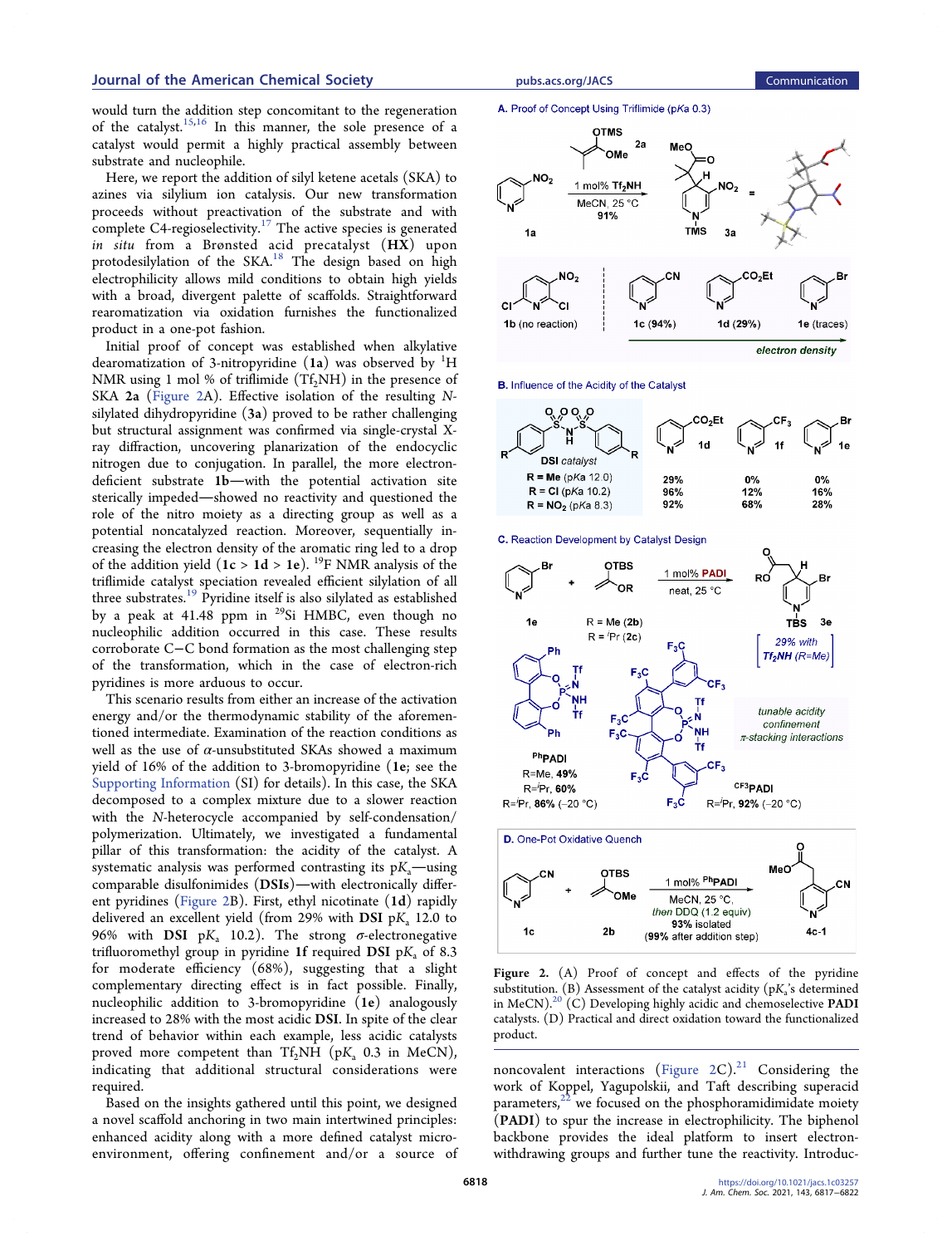would turn the addition step concomitant to the regeneration of the catalyst.[15,16] In this manner, the sole presence of a catalyst would permit a highly practical assembly between substrate and nucleophile.

Here, we report the addition of silyl ketene acetals (SKA) to azines via silylium ion catalysis. Our new transformation proceeds without preactivation of the substrate and with complete C4-regioselectivity.[17] The active species is generated *in situ* from a Brønsted acid precatalyst (**HX**) upon protodesilylation of the SKA.[18] The design based on high electrophilicity allows mild conditions to obtain high yields with a broad, divergent palette of scaffolds. Straightforward rearomatization via oxidation furnishes the functionalized product in a one-pot fashion.

Initial proof of concept was established when alkylative dearomatization of 3-nitropyridine (**1a**) was observed by $^1$H NMR using 1 mol % of triflimide ($Tf_2NH$) in the presence of SKA **2a** (Figure 2A). Effective isolation of the resulting *N*-silylated dihydropyridine (**3a**) proved to be rather challenging but structural assignment was confirmed via single-crystal X-ray diffraction, uncovering planarization of the endocyclic nitrogen due to conjugation. In parallel, the more electron-deficient substrate **1b**—with the potential activation site sterically impeded—showed no reactivity and questioned the role of the nitro moiety as a directing group as well as a potential noncatalyzed reaction. Moreover, sequentially increasing the electron density of the aromatic ring led to a drop of the addition yield (**1c** > **1d** > **1e**). $^{19}$F NMR analysis of the triflimide catalyst speciation revealed efficient silylation of all three substrates.[19] Pyridine itself is also silylated as established by a peak at 41.48 ppm in $^{29}$Si HMBC, even though no nucleophilic addition occurred in this case. These results corroborate C–C bond formation as the most challenging step of the transformation, which in the case of electron-rich pyridines is more arduous to occur.

This scenario results from either an increase of the activation energy and/or the thermodynamic stability of the aforementioned intermediate. Examination of the reaction conditions as well as the use of α-unsubstituted SKAs showed a maximum yield of 16% of the addition to 3-bromopyridine (**1e**; see the Supporting Information (SI) for details). In this case, the SKA decomposed to a complex mixture due to a slower reaction with the *N*-heterocycle accompanied by self-condensation/polymerization. Ultimately, we investigated a fundamental pillar of this transformation: the acidity of the catalyst. A systematic analysis was performed contrasting its p$K_a$—using comparable disulfonimides (**DSIs**)—with electronically different pyridines (Figure 2B). First, ethyl nicotinate (**1d**) rapidly delivered an excellent yield (from 29% with **DSI** p$K_a$ 12.0 to 96% with **DSI** p$K_a$ 10.2). The strong σ-electronegative trifluoromethyl group in pyridine **1f** required **DSI** p$K_a$ of 8.3 for moderate efficiency (68%), suggesting that a slight complementary directing effect is in fact possible. Finally, nucleophilic addition to 3-bromopyridine (**1e**) analogously increased to 28% with the most acidic **DSI**. In spite of the clear trend of behavior within each example, less acidic catalysts proved more competent than $Tf_2NH$ (p$K_a$ 0.3 in MeCN), indicating that additional structural considerations were required.

Based on the insights gathered until this point, we designed a novel scaffold anchoring in two main intertwined principles: enhanced acidity along with a more defined catalyst microenvironment, offering confinement and/or a source of noncovalent interactions (Figure 2C).[21] Considering the work of Koppel, Yagupolskii, and Taft describing superacid parameters,[22] we focused on the phosphoramidimidate moiety (**PADI**) to spur the increase in electrophilicity. The biphenol backbone provides the ideal platform to insert electron-withdrawing groups and further tune the reactivity. Introduc-

**A. Proof of Concept Using Triflimide (pKa 0.3)**

1a + 2a, 1 mol% $Tf_2NH$, MeCN, 25 °C, 91% → 3a

1b (no reaction); 1c (94%); 1d (29%); 1e (traces) — electron density →

**B. Influence of the Acidity of the Catalyst**

| DSI catalyst | 1d | 1f | 1e |
|---|---|---|---|
| R = Me (pKa 12.0) | 29% | 0% | 0% |
| R = Cl (pKa 10.2) | 96% | 12% | 16% |
| R = $NO_2$ (pKa 8.3) | 92% | 68% | 28% |

**C. Reaction Development by Catalyst Design**

1e + OTBS/OR (R = Me (2b); R = $^i$Pr (2c)), 1 mol% PADI, neat, 25 °C → 3e [29% with $Tf_2NH$ (R=Me)]

$^{Ph}$PADI: R=Me, 49%; R=$^i$Pr, 60%; R=$^i$Pr, 86% (−20 °C)

$^{CF3}$PADI: R=$^i$Pr, 92% (−20 °C)

tunable acidity, confinement, π-stacking interactions

**D. One-Pot Oxidative Quench**

1c + 2b, 1 mol% $^{Ph}$PADI, MeCN, 25 °C, then DDQ (1.2 equiv), 93% isolated (99% after addition step) → 4c-1

**Figure 2.** (A) Proof of concept and effects of the pyridine substitution. (B) Assessment of the catalyst acidity (p$K_a$'s determined in MeCN).[20] (C) Developing highly acidic and chemoselective **PADI** catalysts. (D) Practical and direct oxidation toward the functionalized product.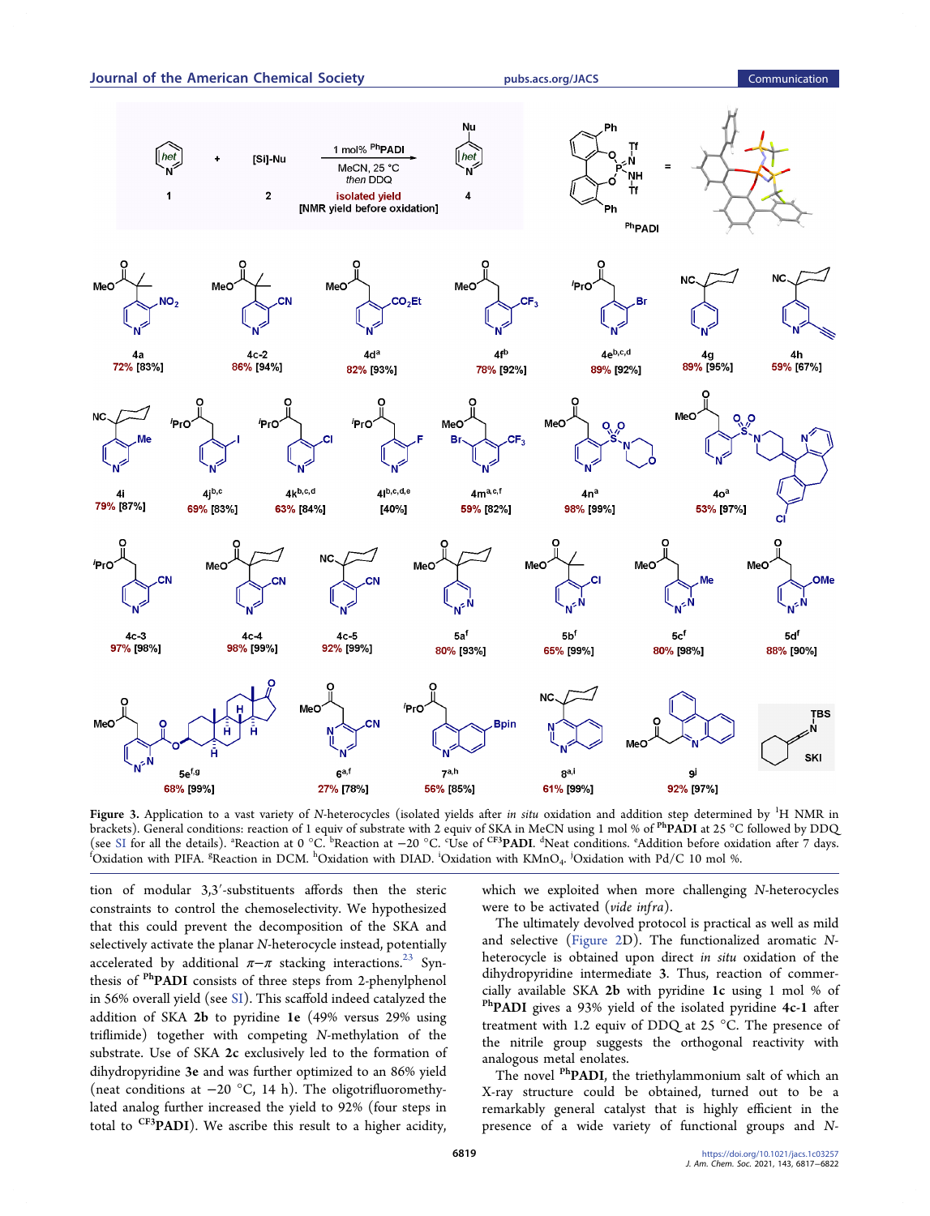**Figure 3.** Application to a vast variety of *N*-heterocycles (isolated yields after *in situ* oxidation and addition step determined by $^{1}$H NMR in brackets). General conditions: reaction of 1 equiv of substrate with 2 equiv of SKA in MeCN using 1 mol % of $^{Ph}$**PADI** at 25 °C followed by DDQ (see SI for all the details). [a]Reaction at 0 °C. [b]Reaction at −20 °C. [c]Use of $^{CF3}$**PADI**. [d]Neat conditions. [e]Addition before oxidation after 7 days. [f]Oxidation with PIFA. [g]Reaction in DCM. [h]Oxidation with DIAD. [i]Oxidation with KMnO$_4$. [j]Oxidation with Pd/C 10 mol %.

tion of modular 3,3′-substituents affords then the steric constraints to control the chemoselectivity. We hypothesized that this could prevent the decomposition of the SKA and selectively activate the planar *N*-heterocycle instead, potentially accelerated by additional π−π stacking interactions.[23] Synthesis of $^{Ph}$**PADI** consists of three steps from 2-phenylphenol in 56% overall yield (see SI). This scaffold indeed catalyzed the addition of SKA **2b** to pyridine **1e** (49% versus 29% using triflimide) together with competing *N*-methylation of the substrate. Use of SKA **2c** exclusively led to the formation of dihydropyridine **3e** and was further optimized to an 86% yield (neat conditions at −20 °C, 14 h). The oligotrifluoromethylated analog further increased the yield to 92% (four steps in total to $^{CF3}$**PADI**). We ascribe this result to a higher acidity, which we exploited when more challenging *N*-heterocycles were to be activated (*vide infra*).

The ultimately devolved protocol is practical as well as mild and selective (Figure 2D). The functionalized aromatic *N*-heterocycle is obtained upon direct *in situ* oxidation of the dihydropyridine intermediate **3**. Thus, reaction of commercially available SKA **2b** with pyridine **1c** using 1 mol % of $^{Ph}$**PADI** gives a 93% yield of the isolated pyridine **4c-1** after treatment with 1.2 equiv of DDQ at 25 °C. The presence of the nitrile group suggests the orthogonal reactivity with analogous metal enolates.

The novel $^{Ph}$**PADI**, the triethylammonium salt of which an X-ray structure could be obtained, turned out to be a remarkably general catalyst that is highly efficient in the presence of a wide variety of functional groups and *N*-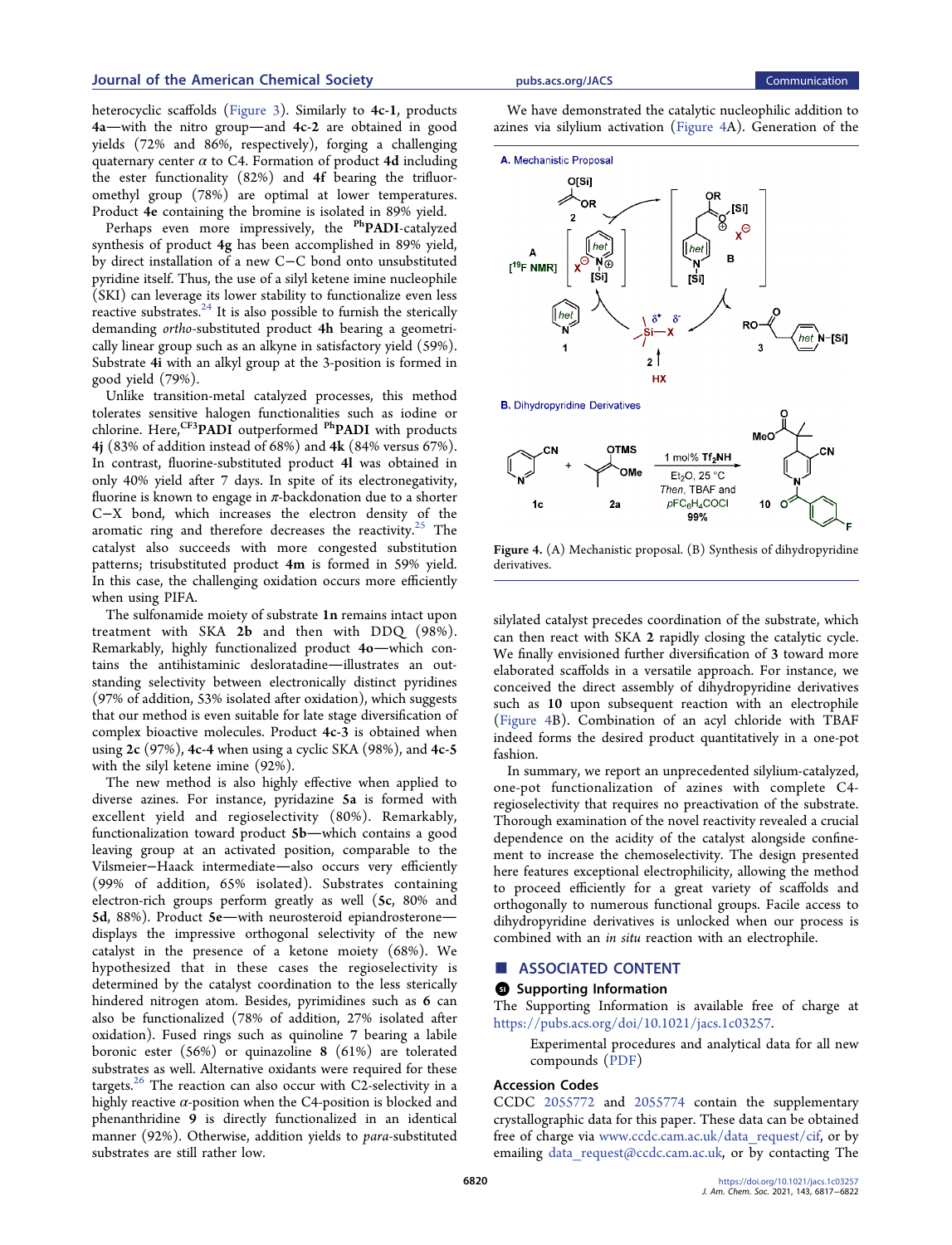heterocyclic scaffolds (Figure 3). Similarly to **4c-1**, products **4a**—with the nitro group—and **4c-2** are obtained in good yields (72% and 86%, respectively), forging a challenging quaternary center α to C4. Formation of product **4d** including the ester functionality (82%) and **4f** bearing the trifluoromethyl group (78%) are optimal at lower temperatures. Product **4e** containing the bromine is isolated in 89% yield.

Perhaps even more impressively, the $^{Ph}$**PADI**-catalyzed synthesis of product **4g** has been accomplished in 89% yield, by direct installation of a new C−C bond onto unsubstituted pyridine itself. Thus, the use of a silyl ketene imine nucleophile (SKI) can leverage its lower stability to functionalize even less reactive substrates.[24] It is also possible to furnish the sterically demanding *ortho*-substituted product **4h** bearing a geometrically linear group such as an alkyne in satisfactory yield (59%). Substrate **4i** with an alkyl group at the 3-position is formed in good yield (79%).

Unlike transition-metal catalyzed processes, this method tolerates sensitive halogen functionalities such as iodine or chlorine. Here, $^{CF3}$**PADI** outperformed $^{Ph}$**PADI** with products **4j** (83% of addition instead of 68%) and **4k** (84% versus 67%). In contrast, fluorine-substituted product **4l** was obtained in only 40% yield after 7 days. In spite of its electronegativity, fluorine is known to engage in π-backdonation due to a shorter C−X bond, which increases the electron density of the aromatic ring and therefore decreases the reactivity.[25] The catalyst also succeeds with more congested substitution patterns; trisubstituted product **4m** is formed in 59% yield. In this case, the challenging oxidation occurs more efficiently when using PIFA.

The sulfonamide moiety of substrate **1n** remains intact upon treatment with SKA **2b** and then with DDQ (98%). Remarkably, highly functionalized product **4o**—which contains the antihistaminic desloratadine—illustrates an outstanding selectivity between electronically distinct pyridines (97% of addition, 53% isolated after oxidation), which suggests that our method is even suitable for late stage diversification of complex bioactive molecules. Product **4c-3** is obtained when using **2c** (97%), **4c-4** when using a cyclic SKA (98%), and **4c-5** with the silyl ketene imine (92%).

The new method is also highly effective when applied to diverse azines. For instance, pyridazine **5a** is formed with excellent yield and regioselectivity (80%). Remarkably, functionalization toward product **5b**—which contains a good leaving group at an activated position, comparable to the Vilsmeier−Haack intermediate—also occurs very efficiently (99% of addition, 65% isolated). Substrates containing electron-rich groups perform greatly as well (**5c**, 80% and **5d**, 88%). Product **5e**—with neurosteroid epiandrosterone—displays the impressive orthogonal selectivity of the new catalyst in the presence of a ketone moiety (68%). We hypothesized that in these cases the regioselectivity is determined by the catalyst coordination to the less sterically hindered nitrogen atom. Besides, pyrimidines such as **6** can also be functionalized (78% of addition, 27% isolated after oxidation). Fused rings such as quinoline **7** bearing a labile boronic ester (56%) or quinazoline **8** (61%) are tolerated substrates as well. Alternative oxidants were required for these targets.[26] The reaction can also occur with C2-selectivity in a highly reactive α-position when the C4-position is blocked and phenanthridine **9** is directly functionalized in an identical manner (92%). Otherwise, addition yields to *para*-substituted substrates are still rather low.

We have demonstrated the catalytic nucleophilic addition to azines via silylium activation (Figure 4A). Generation of the silylated catalyst precedes coordination of the substrate, which can then react with SKA **2** rapidly closing the catalytic cycle. We finally envisioned further diversification of **3** toward more elaborated scaffolds in a versatile approach. For instance, we conceived the direct assembly of dihydropyridine derivatives such as **10** upon subsequent reaction with an electrophile (Figure 4B). Combination of an acyl chloride with TBAF indeed forms the desired product quantitatively in a one-pot fashion.

Figure 4. (A) Mechanistic proposal. (B) Synthesis of dihydropyridine derivatives.

In summary, we report an unprecedented silylium-catalyzed, one-pot functionalization of azines with complete C4-regioselectivity that requires no preactivation of the substrate. Thorough examination of the novel reactivity revealed a crucial dependence on the acidity of the catalyst alongside confinement to increase the chemoselectivity. The design presented here features exceptional electrophilicity, allowing the method to proceed efficiently for a great variety of scaffolds and orthogonally to numerous functional groups. Facile access to dihydropyridine derivatives is unlocked when our process is combined with an *in situ* reaction with an electrophile.

## ■ ASSOCIATED CONTENT

### Supporting Information

The Supporting Information is available free of charge at https://pubs.acs.org/doi/10.1021/jacs.1c03257.

Experimental procedures and analytical data for all new compounds (PDF)

### Accession Codes

CCDC 2055772 and 2055774 contain the supplementary crystallographic data for this paper. These data can be obtained free of charge via www.ccdc.cam.ac.uk/data_request/cif, or by emailing data_request@ccdc.cam.ac.uk, or by contacting The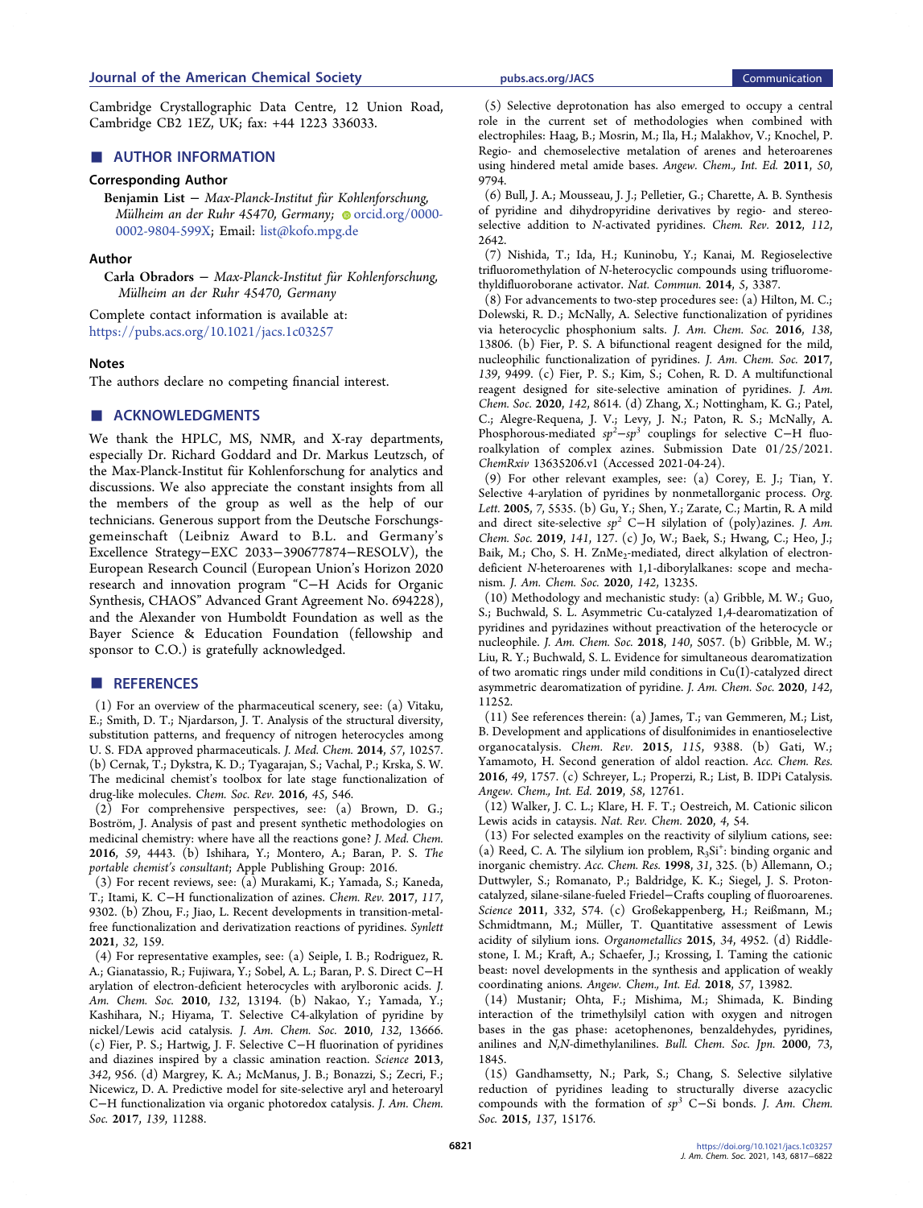Cambridge Crystallographic Data Centre, 12 Union Road, Cambridge CB2 1EZ, UK; fax: +44 1223 336033.

## ■ AUTHOR INFORMATION

### Corresponding Author

**Benjamin List** − *Max-Planck-Institut für Kohlenforschung, Mülheim an der Ruhr 45470, Germany;* orcid.org/0000-0002-9804-599X; Email: list@kofo.mpg.de

### Author

**Carla Obradors** − *Max-Planck-Institut für Kohlenforschung, Mülheim an der Ruhr 45470, Germany*

Complete contact information is available at: https://pubs.acs.org/10.1021/jacs.1c03257

### Notes

The authors declare no competing financial interest.

## ■ ACKNOWLEDGMENTS

We thank the HPLC, MS, NMR, and X-ray departments, especially Dr. Richard Goddard and Dr. Markus Leutzsch, of the Max-Planck-Institut für Kohlenforschung for analytics and discussions. We also appreciate the constant insights from all the members of the group as well as the help of our technicians. Generous support from the Deutsche Forschungsgemeinschaft (Leibniz Award to B.L. and Germany's Excellence Strategy−EXC 2033−390677874−RESOLV), the European Research Council (European Union's Horizon 2020 research and innovation program "C−H Acids for Organic Synthesis, CHAOS" Advanced Grant Agreement No. 694228), and the Alexander von Humboldt Foundation as well as the Bayer Science & Education Foundation (fellowship and sponsor to C.O.) is gratefully acknowledged.

## ■ REFERENCES

(1) For an overview of the pharmaceutical scenery, see: (a) Vitaku, E.; Smith, D. T.; Njardarson, J. T. Analysis of the structural diversity, substitution patterns, and frequency of nitrogen heterocycles among U. S. FDA approved pharmaceuticals. *J. Med. Chem.* **2014**, *57*, 10257. (b) Cernak, T.; Dykstra, K. D.; Tyagarajan, S.; Vachal, P.; Krska, S. W. The medicinal chemist's toolbox for late stage functionalization of drug-like molecules. *Chem. Soc. Rev.* **2016**, *45*, 546.

(2) For comprehensive perspectives, see: (a) Brown, D. G.; Boström, J. Analysis of past and present synthetic methodologies on medicinal chemistry: where have all the reactions gone? *J. Med. Chem.* **2016**, *59*, 4443. (b) Ishihara, Y.; Montero, A.; Baran, P. S. *The portable chemist's consultant*; Apple Publishing Group: 2016.

(3) For recent reviews, see: (a) Murakami, K.; Yamada, S.; Kaneda, T.; Itami, K. C−H functionalization of azines. *Chem. Rev.* **2017**, *117*, 9302. (b) Zhou, F.; Jiao, L. Recent developments in transition-metal-free functionalization and derivatization reactions of pyridines. *Synlett* **2021**, *32*, 159.

(4) For representative examples, see: (a) Seiple, I. B.; Rodriguez, R. A.; Gianatassio, R.; Fujiwara, Y.; Sobel, A. L.; Baran, P. S. Direct C−H arylation of electron-deficient heterocycles with arylboronic acids. *J. Am. Chem. Soc.* **2010**, *132*, 13194. (b) Nakao, Y.; Yamada, Y.; Kashihara, N.; Hiyama, T. Selective C4-alkylation of pyridine by nickel/Lewis acid catalysis. *J. Am. Chem. Soc.* **2010**, *132*, 13666. (c) Fier, P. S.; Hartwig, J. F. Selective C−H fluorination of pyridines and diazines inspired by a classic amination reaction. *Science* **2013**, *342*, 956. (d) Margrey, K. A.; McManus, J. B.; Bonazzi, S.; Zecri, F.; Nicewicz, D. A. Predictive model for site-selective aryl and heteroaryl C−H functionalization via organic photoredox catalysis. *J. Am. Chem. Soc.* **2017**, *139*, 11288.

(5) Selective deprotonation has also emerged to occupy a central role in the current set of methodologies when combined with electrophiles: Haag, B.; Mosrin, M.; Ila, H.; Malakhov, V.; Knochel, P. Regio- and chemoselective metalation of arenes and heteroarenes using hindered metal amide bases. *Angew. Chem., Int. Ed.* **2011**, *50*, 9794.

(6) Bull, J. A.; Mousseau, J. J.; Pelletier, G.; Charette, A. B. Synthesis of pyridine and dihydropyridine derivatives by regio- and stereoselective addition to *N*-activated pyridines. *Chem. Rev.* **2012**, *112*, 2642.

(7) Nishida, T.; Ida, H.; Kuninobu, Y.; Kanai, M. Regioselective trifluoromethylation of *N*-heterocyclic compounds using trifluoromethyldifluoroborane activator. *Nat. Commun.* **2014**, *5*, 3387.

(8) For advancements to two-step procedures see: (a) Hilton, M. C.; Dolewski, R. D.; McNally, A. Selective functionalization of pyridines via heterocyclic phosphonium salts. *J. Am. Chem. Soc.* **2016**, *138*, 13806. (b) Fier, P. S. A bifunctional reagent designed for the mild, nucleophilic functionalization of pyridines. *J. Am. Chem. Soc.* **2017**, *139*, 9499. (c) Fier, P. S.; Kim, S.; Cohen, R. D. A multifunctional reagent designed for site-selective amination of pyridines. *J. Am. Chem. Soc.* **2020**, *142*, 8614. (d) Zhang, X.; Nottingham, K. G.; Patel, C.; Alegre-Requena, J. V.; Levy, J. N.; Paton, R. S.; McNally, A. Phosphorus-mediated $sp^2$−$sp^3$ couplings for selective C−H fluoroalkylation of complex azines. Submission Date 01/25/2021. *ChemRxiv* 13635206.v1 (Accessed 2021-04-24).

(9) For other relevant examples, see: (a) Corey, E. J.; Tian, Y. Selective 4-arylation of pyridines by nonmetallorganic process. *Org. Lett.* **2005**, *7*, 5535. (b) Gu, Y.; Shen, Y.; Zarate, C.; Martin, R. A mild and direct site-selective $sp^2$ C−H silylation of (poly)azines. *J. Am. Chem. Soc.* **2019**, *141*, 127. (c) Jo, W.; Baek, S.; Hwang, C.; Heo, J.; Baik, M.; Cho, S. H. $ZnMe_2$-mediated, direct alkylation of electron-deficient *N*-heteroarenes with 1,1-diborylalkanes: scope and mechanism. *J. Am. Chem. Soc.* **2020**, *142*, 13235.

(10) Methodology and mechanistic study: (a) Gribble, M. W.; Guo, S.; Buchwald, S. L. Asymmetric Cu-catalyzed 1,4-dearomatization of pyridines and pyridazines without preactivation of the heterocycle or nucleophile. *J. Am. Chem. Soc.* **2018**, *140*, 5057. (b) Gribble, M. W.; Liu, R. Y.; Buchwald, S. L. Evidence for simultaneous dearomatization of two aromatic rings under mild conditions in Cu(I)-catalyzed direct asymmetric dearomatization of pyridine. *J. Am. Chem. Soc.* **2020**, *142*, 11252.

(11) See references therein: (a) James, T.; van Gemmeren, M.; List, B. Development and applications of disulfonimides in enantioselective organocatalysis. *Chem. Rev.* **2015**, *115*, 9388. (b) Gati, W.; Yamamoto, H. Second generation of aldol reaction. *Acc. Chem. Res.* **2016**, *49*, 1757. (c) Schreyer, L.; Properzi, R.; List, B. IDPi Catalysis. *Angew. Chem., Int. Ed.* **2019**, *58*, 12761.

(12) Walker, J. C. L.; Klare, H. F. T.; Oestreich, M. Cationic silicon Lewis acids in catalysis. *Nat. Rev. Chem.* **2020**, *4*, 54.

(13) For selected examples on the reactivity of silylium cations, see: (a) Reed, C. A. The silylium ion problem, $R_3Si^+$: binding organic and inorganic chemistry. *Acc. Chem. Res.* **1998**, *31*, 325. (b) Allemann, O.; Duttwyler, S.; Romanato, P.; Baldridge, K. K.; Siegel, J. S. Proton-catalyzed, silane-fueled Friedel−Crafts coupling of fluoroarenes. *Science* **2011**, *332*, 574. (c) Großekappenberg, H.; Reißmann, M.; Schmidtmann, M.; Müller, T. Quantitative assessment of Lewis acidity of silylium ions. *Organometallics* **2015**, *34*, 4952. (d) Riddlestone, I. M.; Kraft, A.; Schaefer, J.; Krossing, I. Taming the cationic beast: novel developments in the synthesis and application of weakly coordinating anions. *Angew. Chem., Int. Ed.* **2018**, *57*, 13982.

(14) Mustanir; Ohta, F.; Mishima, M.; Shimada, K. Binding interaction of the trimethylsilyl cation with oxygen and nitrogen bases in the gas phase: acetophenones, benzaldehydes, pyridines, anilines and *N,N*-dimethylanilines. *Bull. Chem. Soc. Jpn.* **2000**, *73*, 1845.

(15) Gandhamsetty, N.; Park, S.; Chang, S. Selective silylative reduction of pyridines leading to structurally diverse azacyclic compounds with the formation of $sp^3$ C−Si bonds. *J. Am. Chem. Soc.* **2015**, *137*, 15176.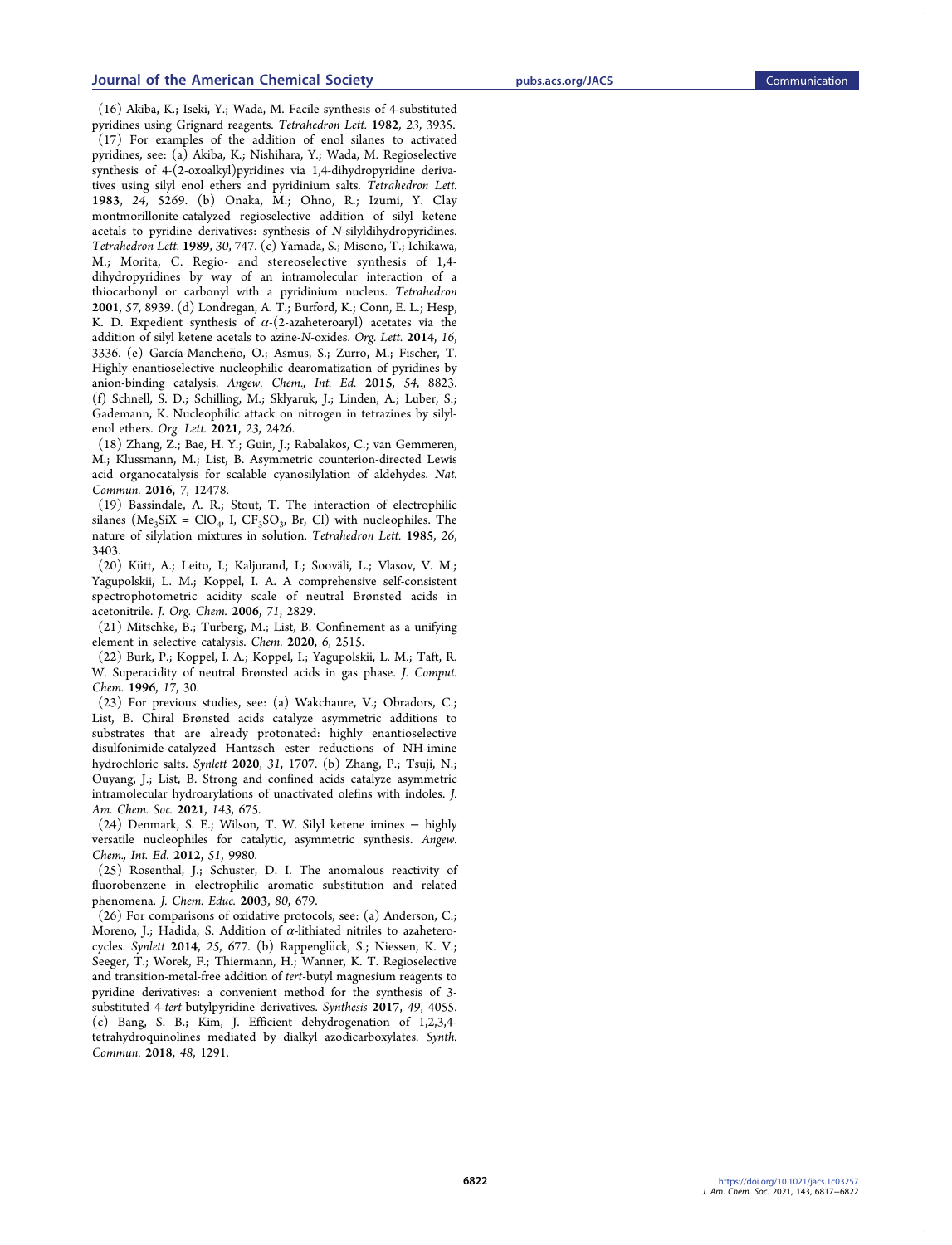(16) Akiba, K.; Iseki, Y.; Wada, M. Facile synthesis of 4-substituted pyridines using Grignard reagents. *Tetrahedron Lett.* **1982**, *23*, 3935.

(17) For examples of the addition of enol silanes to activated pyridines, see: (a) Akiba, K.; Nishihara, Y.; Wada, M. Regioselective synthesis of 4-(2-oxoalkyl)pyridines via 1,4-dihydropyridine derivatives using silyl enol ethers and pyridinium salts. *Tetrahedron Lett.* **1983**, *24*, 5269. (b) Onaka, M.; Ohno, R.; Izumi, Y. Clay montmorillonite-catalyzed regioselective addition of silyl ketene acetals to pyridine derivatives: synthesis of *N*-silyldihydropyridines. *Tetrahedron Lett.* **1989**, *30*, 747. (c) Yamada, S.; Misono, T.; Ichikawa, M.; Morita, C. Regio- and stereoselective synthesis of 1,4-dihydropyridines by way of an intramolecular interaction of a thiocarbonyl or carbonyl with a pyridinium nucleus. *Tetrahedron* **2001**, *57*, 8939. (d) Londregan, A. T.; Burford, K.; Conn, E. L.; Hesp, K. D. Expedient synthesis of $\alpha$-(2-azaheteroaryl) acetates via the addition of silyl ketene acetals to azine-*N*-oxides. *Org. Lett.* **2014**, *16*, 3336. (e) García-Mancheño, O.; Asmus, S.; Zurro, M.; Fischer, T. Highly enantioselective nucleophilic dearomatization of pyridines by anion-binding catalysis. *Angew. Chem., Int. Ed.* **2015**, *54*, 8823. (f) Schnell, S. D.; Schilling, M.; Sklyaruk, J.; Linden, A.; Luber, S.; Gademann, K. Nucleophilic attack on nitrogen in tetrazines by silyl-enol ethers. *Org. Lett.* **2021**, *23*, 2426.

(18) Zhang, Z.; Bae, H. Y.; Guin, J.; Rabalakos, C.; van Gemmeren, M.; Klussmann, M.; List, B. Asymmetric counterion-directed Lewis acid organocatalysis for scalable cyanosilylation of aldehydes. *Nat. Commun.* **2016**, *7*, 12478.

(19) Bassindale, A. R.; Stout, T. The interaction of electrophilic silanes ($Me_3SiX = ClO_4$, I, $CF_3SO_3$, Br, Cl) with nucleophiles. The nature of silylation mixtures in solution. *Tetrahedron Lett.* **1985**, *26*, 3403.

(20) Kütt, A.; Leito, I.; Kaljurand, I.; Sooväli, L.; Vlasov, V. M.; Yagupolskii, L. M.; Koppel, I. A. A comprehensive self-consistent spectrophotometric acidity scale of neutral Brønsted acids in acetonitrile. *J. Org. Chem.* **2006**, *71*, 2829.

(21) Mitschke, B.; Turberg, M.; List, B. Confinement as a unifying element in selective catalysis. *Chem.* **2020**, *6*, 2515.

(22) Burk, P.; Koppel, I. A.; Koppel, I.; Yagupolskii, L. M.; Taft, R. W. Superacidity of neutral Brønsted acids in gas phase. *J. Comput. Chem.* **1996**, *17*, 30.

(23) For previous studies, see: (a) Wakchaure, V.; Obradors, C.; List, B. Chiral Brønsted acids catalyze asymmetric additions to substrates that are already protonated: highly enantioselective disulfonimide-catalyzed Hantzsch ester reductions of NH-imine hydrochloric salts. *Synlett* **2020**, *31*, 1707. (b) Zhang, P.; Tsuji, N.; Ouyang, J.; List, B. Strong and confined acids catalyze asymmetric intramolecular hydroarylations of unactivated olefins with indoles. *J. Am. Chem. Soc.* **2021**, *143*, 675.

(24) Denmark, S. E.; Wilson, T. W. Silyl ketene imines – highly versatile nucleophiles for catalytic, asymmetric synthesis. *Angew. Chem., Int. Ed.* **2012**, *51*, 9980.

(25) Rosenthal, J.; Schuster, D. I. The anomalous reactivity of fluorobenzene in electrophilic aromatic substitution and related phenomena. *J. Chem. Educ.* **2003**, *80*, 679.

(26) For comparisons of oxidative protocols, see: (a) Anderson, C.; Moreno, J.; Hadida, S. Addition of $\alpha$-lithiated nitriles to azaheterocycles. *Synlett* **2014**, *25*, 677. (b) Rappenglück, S.; Niessen, K. V.; Seeger, T.; Worek, F.; Thiermann, H.; Wanner, K. T. Regioselective and transition-metal-free addition of *tert*-butyl magnesium reagents to pyridine derivatives: a convenient method for the synthesis of 3-substituted 4-*tert*-butylpyridine derivatives. *Synthesis* **2017**, *49*, 4055. (c) Bang, S. B.; Kim, J. Efficient dehydrogenation of 1,2,3,4-tetrahydroquinolines mediated by dialkyl azodicarboxylates. *Synth. Commun.* **2018**, *48*, 1291.